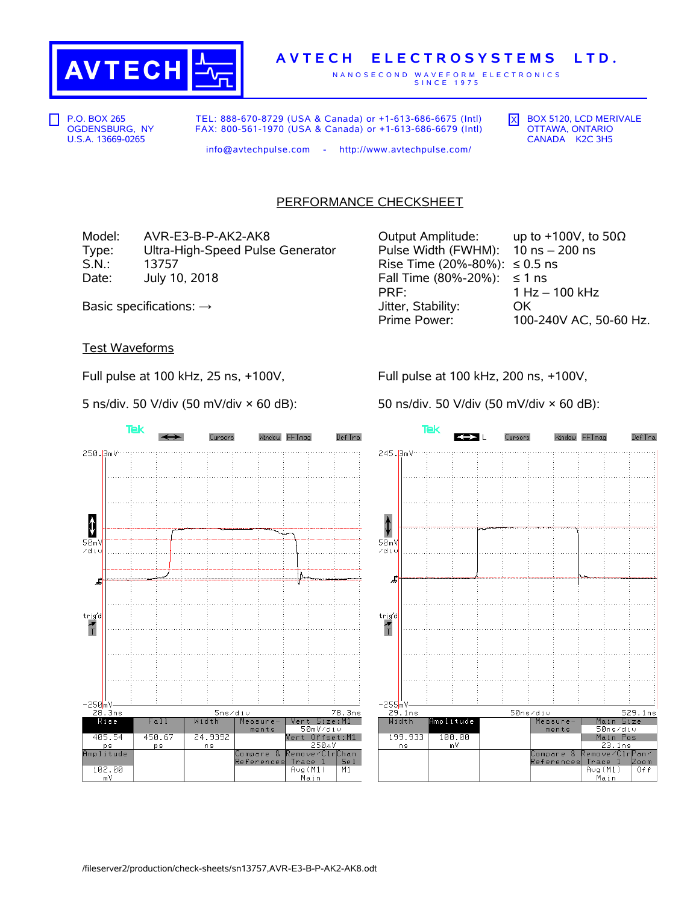# AVTECH ELECTROSYSTEMS LTD.

NANOSECOND WAVEFORM ELECTRONICS SINCE 1975

☐ P.O. BOX 265
OGDENSBURG, NY
U.S.A. 13669-0265

TEL: 888-670-8729 (USA & Canada) or +1-613-686-6675 (Intl)
FAX: 800-561-1970 (USA & Canada) or +1-613-686-6679 (Intl)

info@avtechpulse.com - http://www.avtechpulse.com/

☒ BOX 5120, LCD MERIVALE
OTTAWA, ONTARIO
CANADA K2C 3H5

## PERFORMANCE CHECKSHEET

| | |
|---|---|
| Model: | AVR-E3-B-P-AK2-AK8 |
| Type: | Ultra-High-Speed Pulse Generator |
| S.N.: | 13757 |
| Date: | July 10, 2018 |

Basic specifications: →

| | |
|---|---|
| Output Amplitude: | up to +100V, to 50Ω |
| Pulse Width (FWHM): | 10 ns – 200 ns |
| Rise Time (20%-80%): | ≤ 0.5 ns |
| Fall Time (80%-20%): | ≤ 1 ns |
| PRF: | 1 Hz – 100 kHz |
| Jitter, Stability: | OK |
| Prime Power: | 100-240V AC, 50-60 Hz. |

### Test Waveforms

Full pulse at 100 kHz, 25 ns, +100V,

5 ns/div. 50 V/div (50 mV/div × 60 dB):

| Rise | Fall | Width | Measurements | Vert Size:M1 |
|---|---|---|---|---|
| 405.54 ps | 450.67 ps | 24.9392 ns | | 50mV/div; Vert Offset:M1 250µV |
| Amplitude | | | Compare & References | Remove/Clr Trace 1 Avg(M1) Main; Chan Sel M1 |
| 102.00 mV | | | | |

Full pulse at 100 kHz, 200 ns, +100V,

50 ns/div. 50 V/div (50 mV/div × 60 dB):

| Width | Amplitude | | Measurements | Main Size |
|---|---|---|---|---|
| 199.933 ns | 100.00 mV | | | 50ns/div; Main Pos 23.1ns |
| | | | Compare & References | Remove/Clr Trace 1 Avg(M1) Main; Pan/Zoom Off |

/fileserver2/production/check-sheets/sn13757,AVR-E3-B-P-AK2-AK8.odt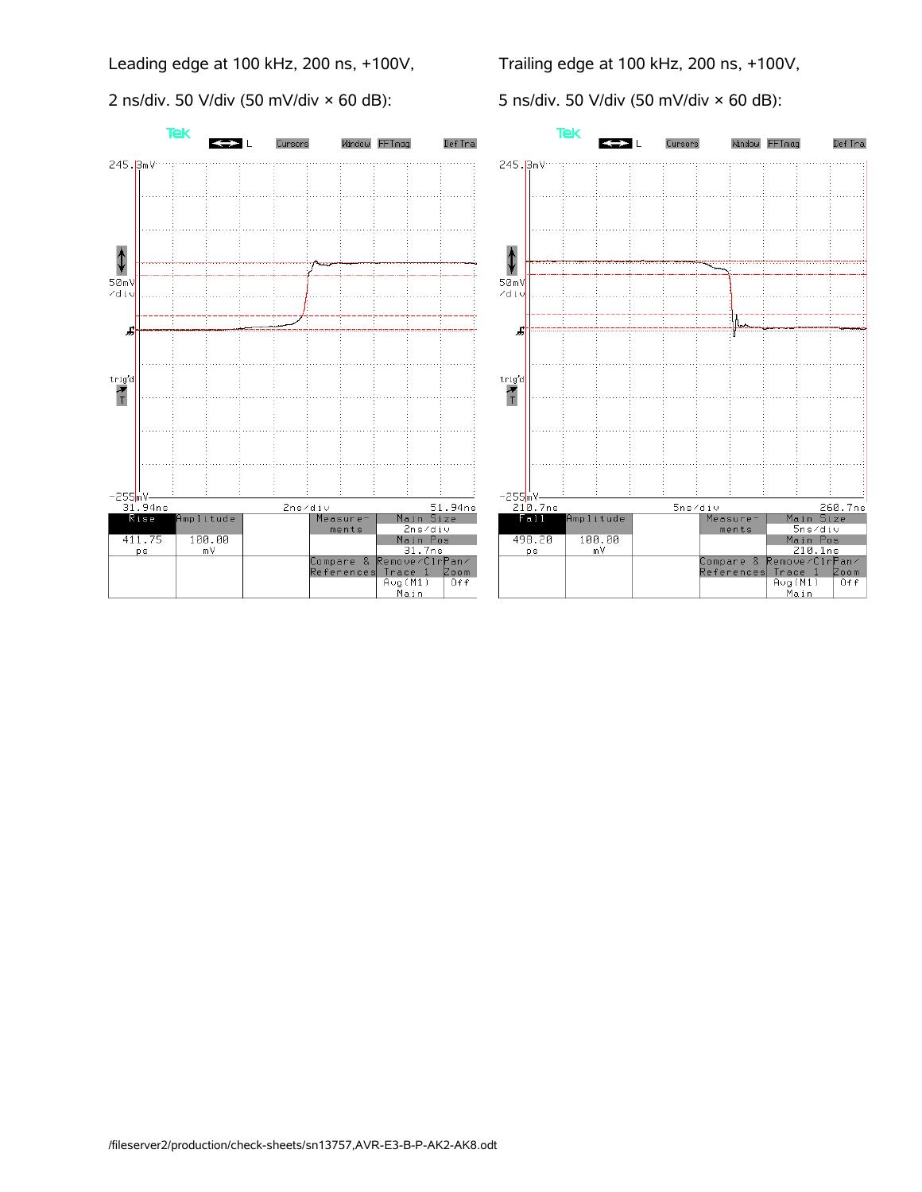Leading edge at 100 kHz, 200 ns, +100V,

2 ns/div. 50 V/div (50 mV/div × 60 dB):

Tek

Cursors Window FFTmag DefTra

245.3mV

50mV /div

trig'd

-255mV

31.94ns 2ns/div 51.94ns

Rise 411.75 ps

Amplitude 100.00 mV

Measure-ments

Main Size 2ns/div

Main Pos 31.7ns

Compare & References

Remove/Clr Trace 1

Pan/Zoom

Avg(M1) Main

Off

Trailing edge at 100 kHz, 200 ns, +100V,

5 ns/div. 50 V/div (50 mV/div × 60 dB):

Tek

Cursors Window FFTmag DefTra

245.3mV

50mV /div

trig'd

-255mV

210.7ns 5ns/div 260.7ns

Fall 498.20 ps

Amplitude 100.00 mV

Measure-ments

Main Size 5ns/div

Main Pos 210.1ns

Compare & References

Remove/Clr Trace 1

Pan/Zoom

Avg(M1) Main

Off

/fileserver2/production/check-sheets/sn13757,AVR-E3-B-P-AK2-AK8.odt